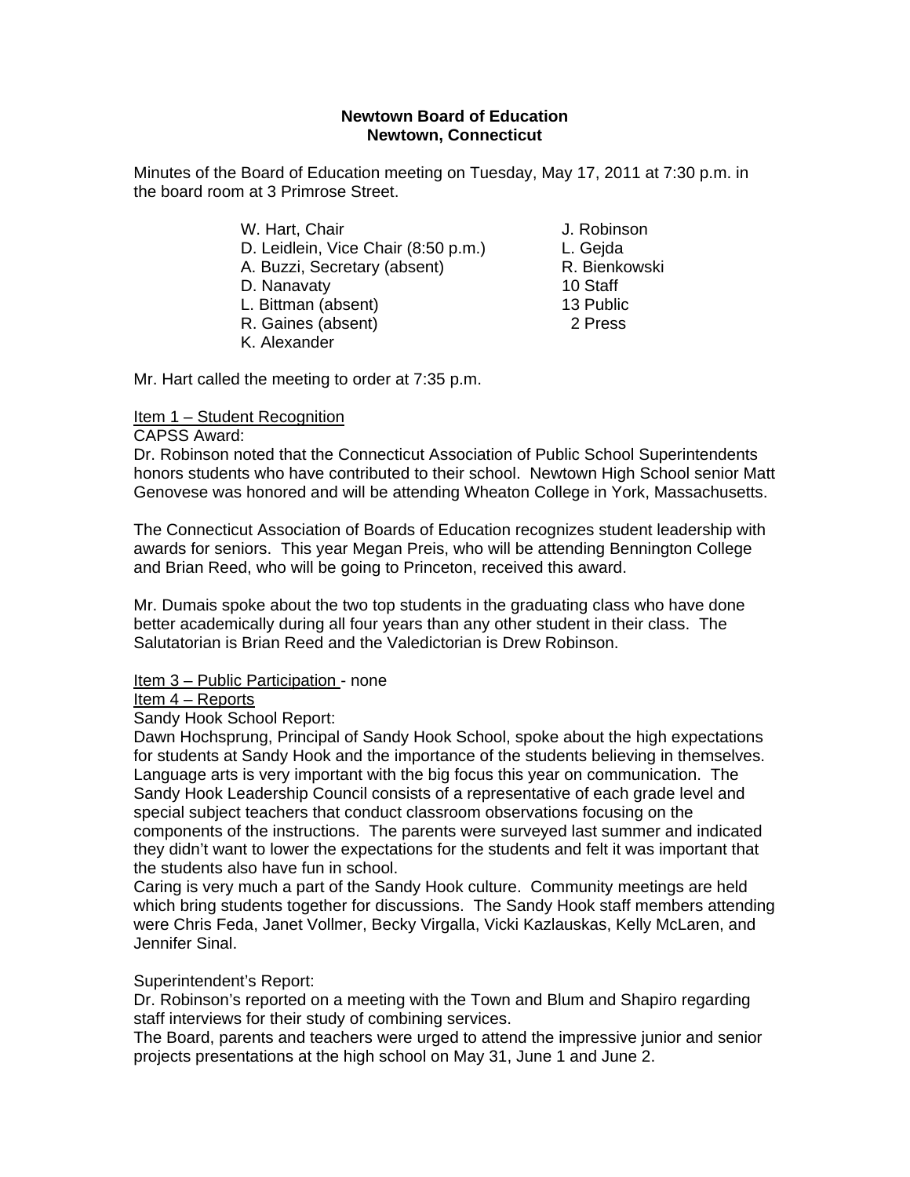**Newtown Board of Education**
**Newtown, Connecticut**

Minutes of the Board of Education meeting on Tuesday, May 17, 2011 at 7:30 p.m. in the board room at 3 Primrose Street.

W. Hart, Chair
D. Leidlein, Vice Chair (8:50 p.m.)
A. Buzzi, Secretary (absent)
D. Nanavaty
L. Bittman (absent)
R. Gaines (absent)
K. Alexander

J. Robinson
L. Gejda
R. Bienkowski
10 Staff
13 Public
2 Press

Mr. Hart called the meeting to order at 7:35 p.m.

<u>Item 1 – Student Recognition</u>
CAPSS Award:
Dr. Robinson noted that the Connecticut Association of Public School Superintendents honors students who have contributed to their school. Newtown High School senior Matt Genovese was honored and will be attending Wheaton College in York, Massachusetts.

The Connecticut Association of Boards of Education recognizes student leadership with awards for seniors. This year Megan Preis, who will be attending Bennington College and Brian Reed, who will be going to Princeton, received this award.

Mr. Dumais spoke about the two top students in the graduating class who have done better academically during all four years than any other student in their class. The Salutatorian is Brian Reed and the Valedictorian is Drew Robinson.

<u>Item 3 – Public Participation</u> - none
<u>Item 4 – Reports</u>
Sandy Hook School Report:
Dawn Hochsprung, Principal of Sandy Hook School, spoke about the high expectations for students at Sandy Hook and the importance of the students believing in themselves. Language arts is very important with the big focus this year on communication. The Sandy Hook Leadership Council consists of a representative of each grade level and special subject teachers that conduct classroom observations focusing on the components of the instructions. The parents were surveyed last summer and indicated they didn't want to lower the expectations for the students and felt it was important that the students also have fun in school.
Caring is very much a part of the Sandy Hook culture. Community meetings are held which bring students together for discussions. The Sandy Hook staff members attending were Chris Feda, Janet Vollmer, Becky Virgalla, Vicki Kazlauskas, Kelly McLaren, and Jennifer Sinal.

Superintendent's Report:
Dr. Robinson's reported on a meeting with the Town and Blum and Shapiro regarding staff interviews for their study of combining services.
The Board, parents and teachers were urged to attend the impressive junior and senior projects presentations at the high school on May 31, June 1 and June 2.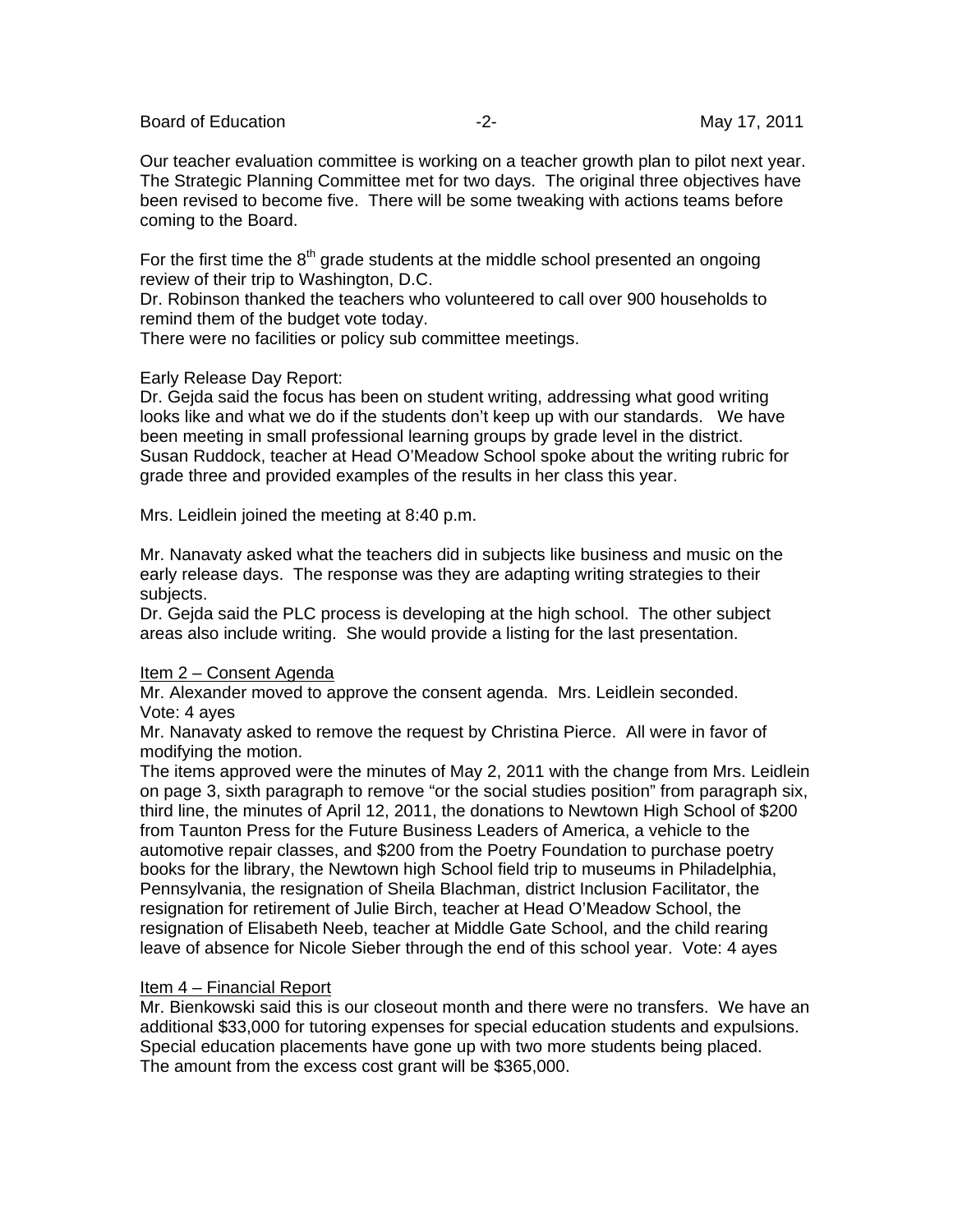Our teacher evaluation committee is working on a teacher growth plan to pilot next year. The Strategic Planning Committee met for two days. The original three objectives have been revised to become five. There will be some tweaking with actions teams before coming to the Board.

For the first time the 8th grade students at the middle school presented an ongoing review of their trip to Washington, D.C.
Dr. Robinson thanked the teachers who volunteered to call over 900 households to remind them of the budget vote today.
There were no facilities or policy sub committee meetings.

Early Release Day Report:
Dr. Gejda said the focus has been on student writing, addressing what good writing looks like and what we do if the students don't keep up with our standards. We have been meeting in small professional learning groups by grade level in the district. Susan Ruddock, teacher at Head O'Meadow School spoke about the writing rubric for grade three and provided examples of the results in her class this year.

Mrs. Leidlein joined the meeting at 8:40 p.m.

Mr. Nanavaty asked what the teachers did in subjects like business and music on the early release days. The response was they are adapting writing strategies to their subjects.
Dr. Gejda said the PLC process is developing at the high school. The other subject areas also include writing. She would provide a listing for the last presentation.

<u>Item 2 – Consent Agenda</u>
Mr. Alexander moved to approve the consent agenda. Mrs. Leidlein seconded. Vote: 4 ayes
Mr. Nanavaty asked to remove the request by Christina Pierce. All were in favor of modifying the motion.
The items approved were the minutes of May 2, 2011 with the change from Mrs. Leidlein on page 3, sixth paragraph to remove "or the social studies position" from paragraph six, third line, the minutes of April 12, 2011, the donations to Newtown High School of $200 from Taunton Press for the Future Business Leaders of America, a vehicle to the automotive repair classes, and $200 from the Poetry Foundation to purchase poetry books for the library, the Newtown high School field trip to museums in Philadelphia, Pennsylvania, the resignation of Sheila Blachman, district Inclusion Facilitator, the resignation for retirement of Julie Birch, teacher at Head O'Meadow School, the resignation of Elisabeth Neeb, teacher at Middle Gate School, and the child rearing leave of absence for Nicole Sieber through the end of this school year. Vote: 4 ayes

<u>Item 4 – Financial Report</u>
Mr. Bienkowski said this is our closeout month and there were no transfers. We have an additional $33,000 for tutoring expenses for special education students and expulsions. Special education placements have gone up with two more students being placed.
The amount from the excess cost grant will be $365,000.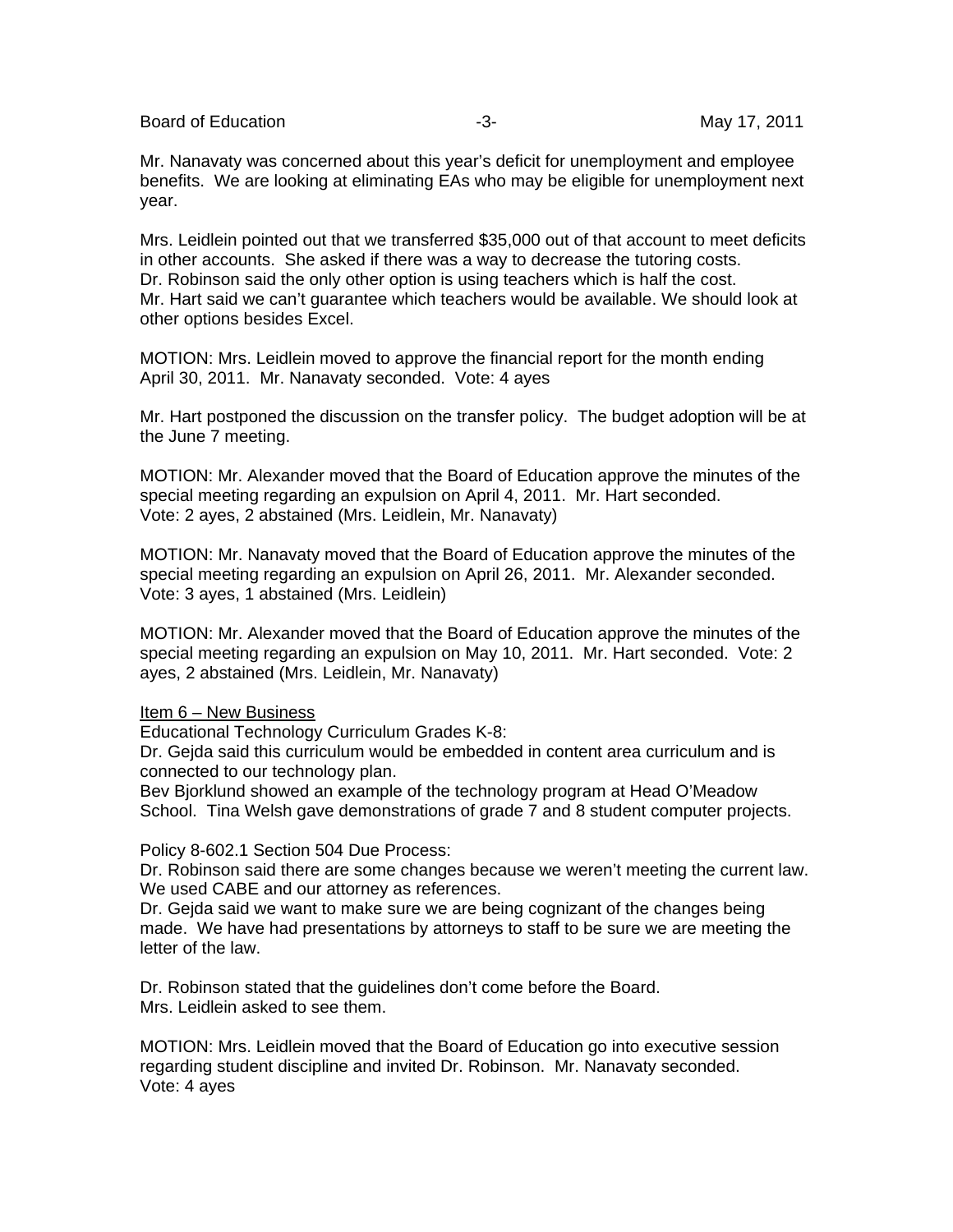Mr. Nanavaty was concerned about this year's deficit for unemployment and employee benefits. We are looking at eliminating EAs who may be eligible for unemployment next year.

Mrs. Leidlein pointed out that we transferred $35,000 out of that account to meet deficits in other accounts. She asked if there was a way to decrease the tutoring costs.
Dr. Robinson said the only other option is using teachers which is half the cost.
Mr. Hart said we can't guarantee which teachers would be available. We should look at other options besides Excel.

MOTION: Mrs. Leidlein moved to approve the financial report for the month ending April 30, 2011. Mr. Nanavaty seconded. Vote: 4 ayes

Mr. Hart postponed the discussion on the transfer policy. The budget adoption will be at the June 7 meeting.

MOTION: Mr. Alexander moved that the Board of Education approve the minutes of the special meeting regarding an expulsion on April 4, 2011. Mr. Hart seconded.
Vote: 2 ayes, 2 abstained (Mrs. Leidlein, Mr. Nanavaty)

MOTION: Mr. Nanavaty moved that the Board of Education approve the minutes of the special meeting regarding an expulsion on April 26, 2011. Mr. Alexander seconded.
Vote: 3 ayes, 1 abstained (Mrs. Leidlein)

MOTION: Mr. Alexander moved that the Board of Education approve the minutes of the special meeting regarding an expulsion on May 10, 2011. Mr. Hart seconded. Vote: 2 ayes, 2 abstained (Mrs. Leidlein, Mr. Nanavaty)

<u>Item 6 – New Business</u>

Educational Technology Curriculum Grades K-8:
Dr. Gejda said this curriculum would be embedded in content area curriculum and is connected to our technology plan.
Bev Bjorklund showed an example of the technology program at Head O'Meadow School. Tina Welsh gave demonstrations of grade 7 and 8 student computer projects.

Policy 8-602.1 Section 504 Due Process:
Dr. Robinson said there are some changes because we weren't meeting the current law. We used CABE and our attorney as references.
Dr. Gejda said we want to make sure we are being cognizant of the changes being made. We have had presentations by attorneys to staff to be sure we are meeting the letter of the law.

Dr. Robinson stated that the guidelines don't come before the Board.
Mrs. Leidlein asked to see them.

MOTION: Mrs. Leidlein moved that the Board of Education go into executive session regarding student discipline and invited Dr. Robinson. Mr. Nanavaty seconded.
Vote: 4 ayes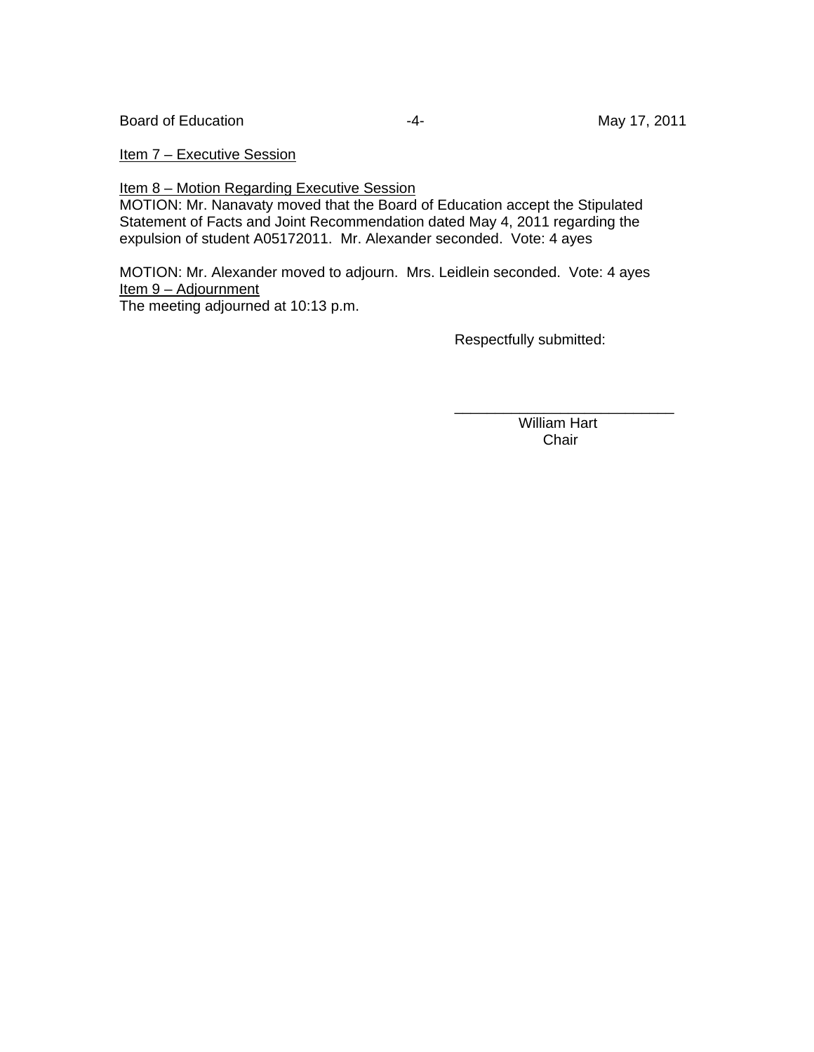<u>Item 7 – Executive Session</u>

<u>Item 8 – Motion Regarding Executive Session</u>
MOTION: Mr. Nanavaty moved that the Board of Education accept the Stipulated Statement of Facts and Joint Recommendation dated May 4, 2011 regarding the expulsion of student A05172011. Mr. Alexander seconded. Vote: 4 ayes

MOTION: Mr. Alexander moved to adjourn. Mrs. Leidlein seconded. Vote: 4 ayes
<u>Item 9 – Adjournment</u>
The meeting adjourned at 10:13 p.m.

Respectfully submitted:

___________________________
William Hart
Chair